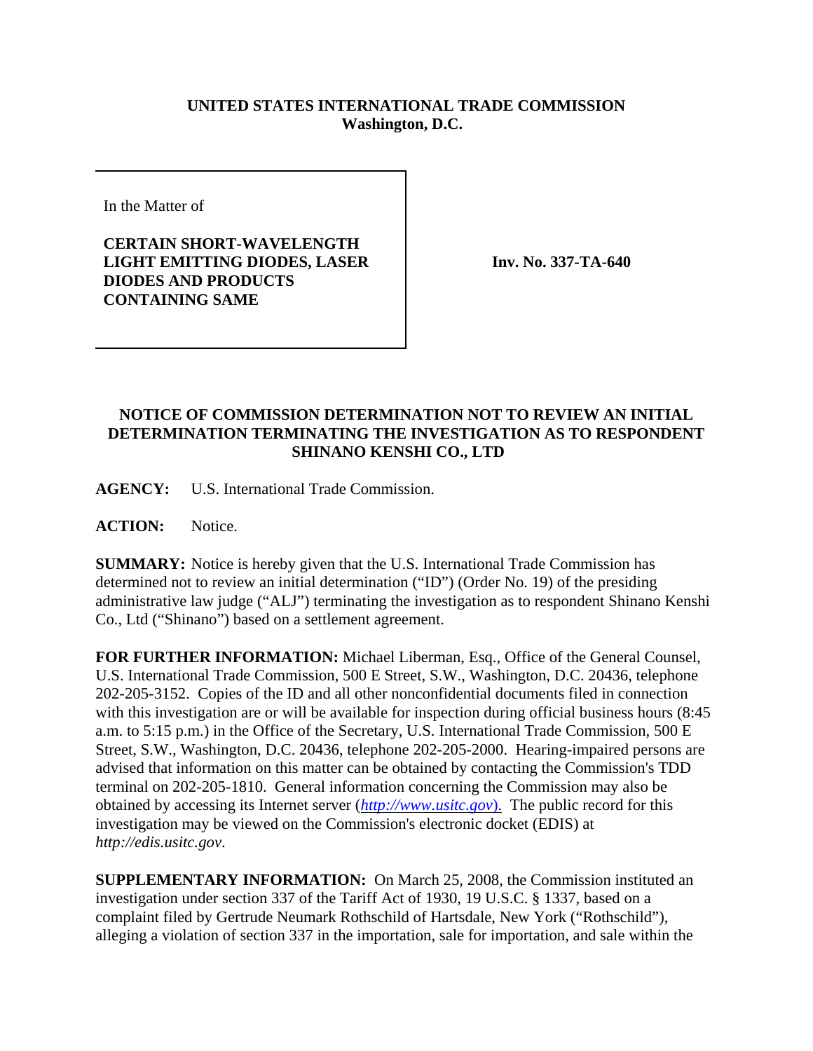**UNITED STATES INTERNATIONAL TRADE COMMISSION**
**Washington, D.C.**

| In the Matter of<br><br>**CERTAIN SHORT-WAVELENGTH LIGHT EMITTING DIODES, LASER DIODES AND PRODUCTS CONTAINING SAME** | **Inv. No. 337-TA-640** |
| --- | --- |

**NOTICE OF COMMISSION DETERMINATION NOT TO REVIEW AN INITIAL DETERMINATION TERMINATING THE INVESTIGATION AS TO RESPONDENT SHINANO KENSHI CO., LTD**

**AGENCY:** U.S. International Trade Commission.

**ACTION:** Notice.

**SUMMARY:** Notice is hereby given that the U.S. International Trade Commission has determined not to review an initial determination ("ID") (Order No. 19) of the presiding administrative law judge ("ALJ") terminating the investigation as to respondent Shinano Kenshi Co., Ltd ("Shinano") based on a settlement agreement.

**FOR FURTHER INFORMATION:** Michael Liberman, Esq., Office of the General Counsel, U.S. International Trade Commission, 500 E Street, S.W., Washington, D.C. 20436, telephone 202-205-3152. Copies of the ID and all other nonconfidential documents filed in connection with this investigation are or will be available for inspection during official business hours (8:45 a.m. to 5:15 p.m.) in the Office of the Secretary, U.S. International Trade Commission, 500 E Street, S.W., Washington, D.C. 20436, telephone 202-205-2000. Hearing-impaired persons are advised that information on this matter can be obtained by contacting the Commission's TDD terminal on 202-205-1810. General information concerning the Commission may also be obtained by accessing its Internet server (*http://www.usitc.gov*). The public record for this investigation may be viewed on the Commission's electronic docket (EDIS) at *http://edis.usitc.gov*.

**SUPPLEMENTARY INFORMATION:** On March 25, 2008, the Commission instituted an investigation under section 337 of the Tariff Act of 1930, 19 U.S.C. § 1337, based on a complaint filed by Gertrude Neumark Rothschild of Hartsdale, New York ("Rothschild"), alleging a violation of section 337 in the importation, sale for importation, and sale within the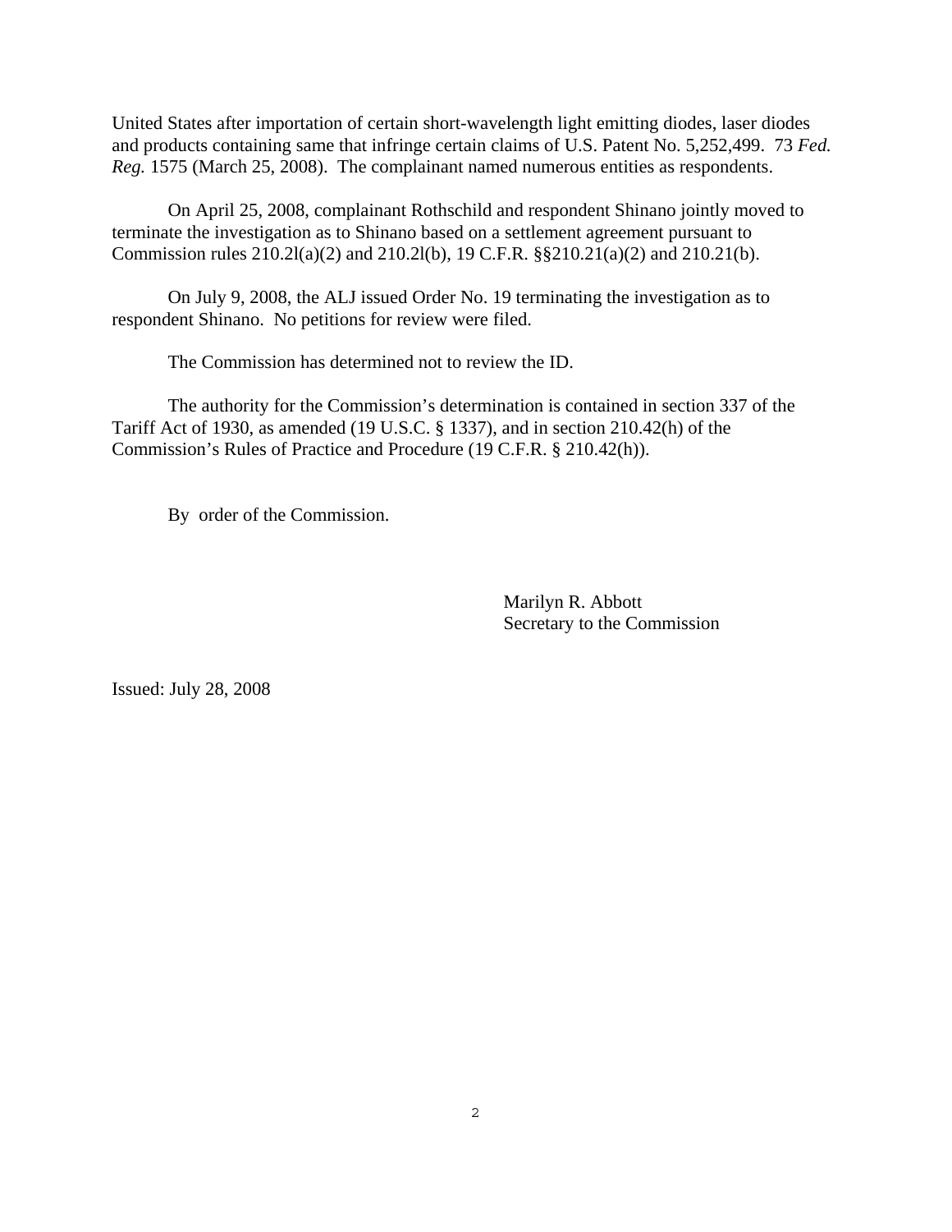United States after importation of certain short-wavelength light emitting diodes, laser diodes and products containing same that infringe certain claims of U.S. Patent No. 5,252,499. 73 *Fed. Reg.* 1575 (March 25, 2008). The complainant named numerous entities as respondents.

On April 25, 2008, complainant Rothschild and respondent Shinano jointly moved to terminate the investigation as to Shinano based on a settlement agreement pursuant to Commission rules 210.2l(a)(2) and 210.2l(b), 19 C.F.R. §§210.21(a)(2) and 210.21(b).

On July 9, 2008, the ALJ issued Order No. 19 terminating the investigation as to respondent Shinano. No petitions for review were filed.

The Commission has determined not to review the ID.

The authority for the Commission's determination is contained in section 337 of the Tariff Act of 1930, as amended (19 U.S.C. § 1337), and in section 210.42(h) of the Commission's Rules of Practice and Procedure (19 C.F.R. § 210.42(h)).

By order of the Commission.

Marilyn R. Abbott
Secretary to the Commission

Issued: July 28, 2008